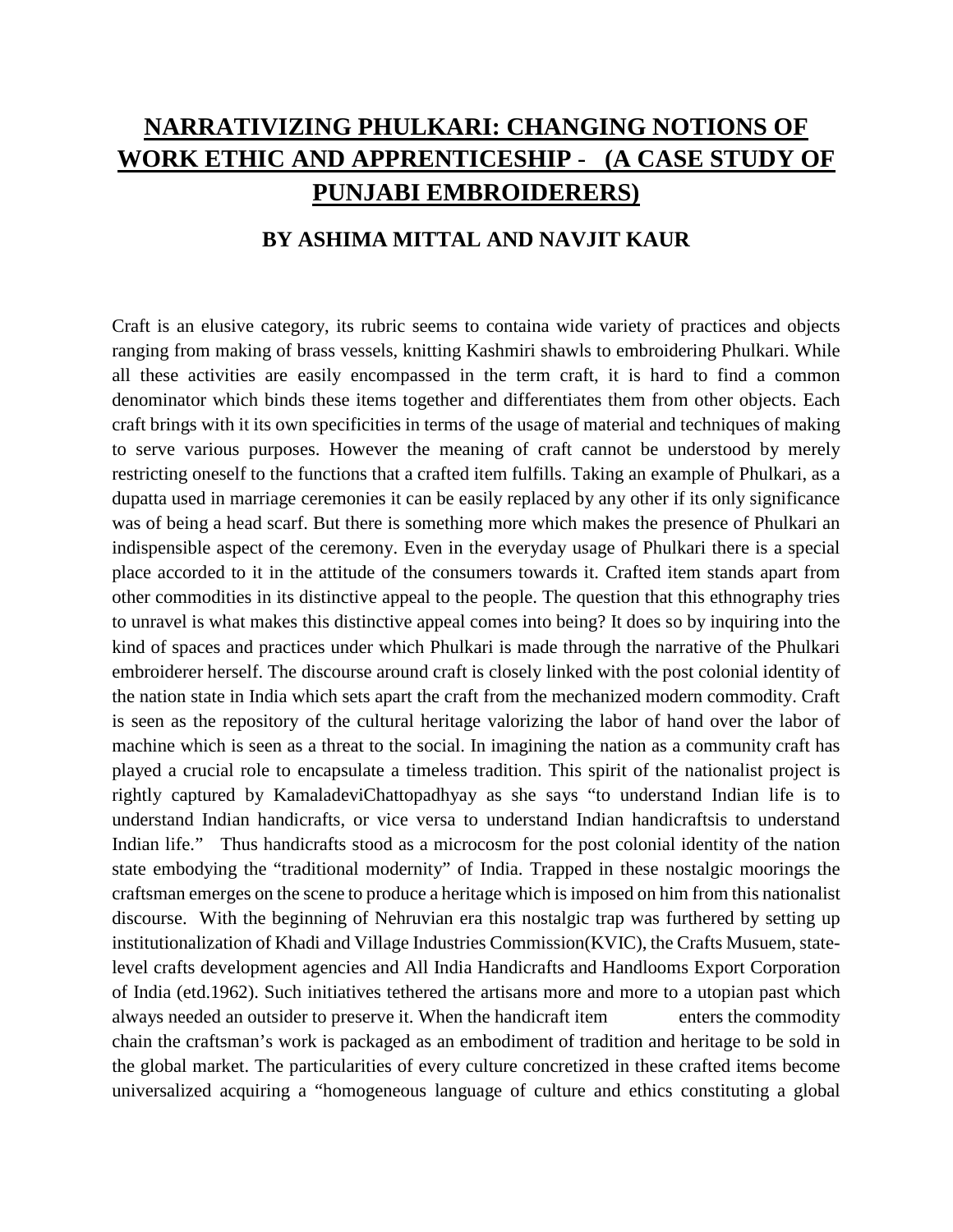# NARRATIVIZING PHULKARI: CHANGING NOTIONS OF WORK ETHIC AND APPRENTICESHIP - (A CASE STUDY OF PUNJABI EMBROIDERERS)

## BY ASHIMA MITTAL AND NAVJIT KAUR

Craft is an elusive category, its rubric seems to containa wide variety of practices and objects ranging from making of brass vessels, knitting Kashmiri shawls to embroidering Phulkari. While all these activities are easily encompassed in the term craft, it is hard to find a common denominator which binds these items together and differentiates them from other objects. Each craft brings with it its own specificities in terms of the usage of material and techniques of making to serve various purposes. However the meaning of craft cannot be understood by merely restricting oneself to the functions that a crafted item fulfills. Taking an example of Phulkari, as a dupatta used in marriage ceremonies it can be easily replaced by any other if its only significance was of being a head scarf. But there is something more which makes the presence of Phulkari an indispensible aspect of the ceremony. Even in the everyday usage of Phulkari there is a special place accorded to it in the attitude of the consumers towards it. Crafted item stands apart from other commodities in its distinctive appeal to the people. The question that this ethnography tries to unravel is what makes this distinctive appeal comes into being? It does so by inquiring into the kind of spaces and practices under which Phulkari is made through the narrative of the Phulkari embroiderer herself. The discourse around craft is closely linked with the post colonial identity of the nation state in India which sets apart the craft from the mechanized modern commodity. Craft is seen as the repository of the cultural heritage valorizing the labor of hand over the labor of machine which is seen as a threat to the social. In imagining the nation as a community craft has played a crucial role to encapsulate a timeless tradition. This spirit of the nationalist project is rightly captured by KamaladeviChattopadhyay as she says "to understand Indian life is to understand Indian handicrafts, or vice versa to understand Indian handicraftsis to understand Indian life." Thus handicrafts stood as a microcosm for the post colonial identity of the nation state embodying the "traditional modernity" of India. Trapped in these nostalgic moorings the craftsman emerges on the scene to produce a heritage which is imposed on him from this nationalist discourse. With the beginning of Nehruvian era this nostalgic trap was furthered by setting up institutionalization of Khadi and Village Industries Commission(KVIC), the Crafts Musuem, state-level crafts development agencies and All India Handicrafts and Handlooms Export Corporation of India (etd.1962). Such initiatives tethered the artisans more and more to a utopian past which always needed an outsider to preserve it. When the handicraft item enters the commodity chain the craftsman's work is packaged as an embodiment of tradition and heritage to be sold in the global market. The particularities of every culture concretized in these crafted items become universalized acquiring a "homogeneous language of culture and ethics constituting a global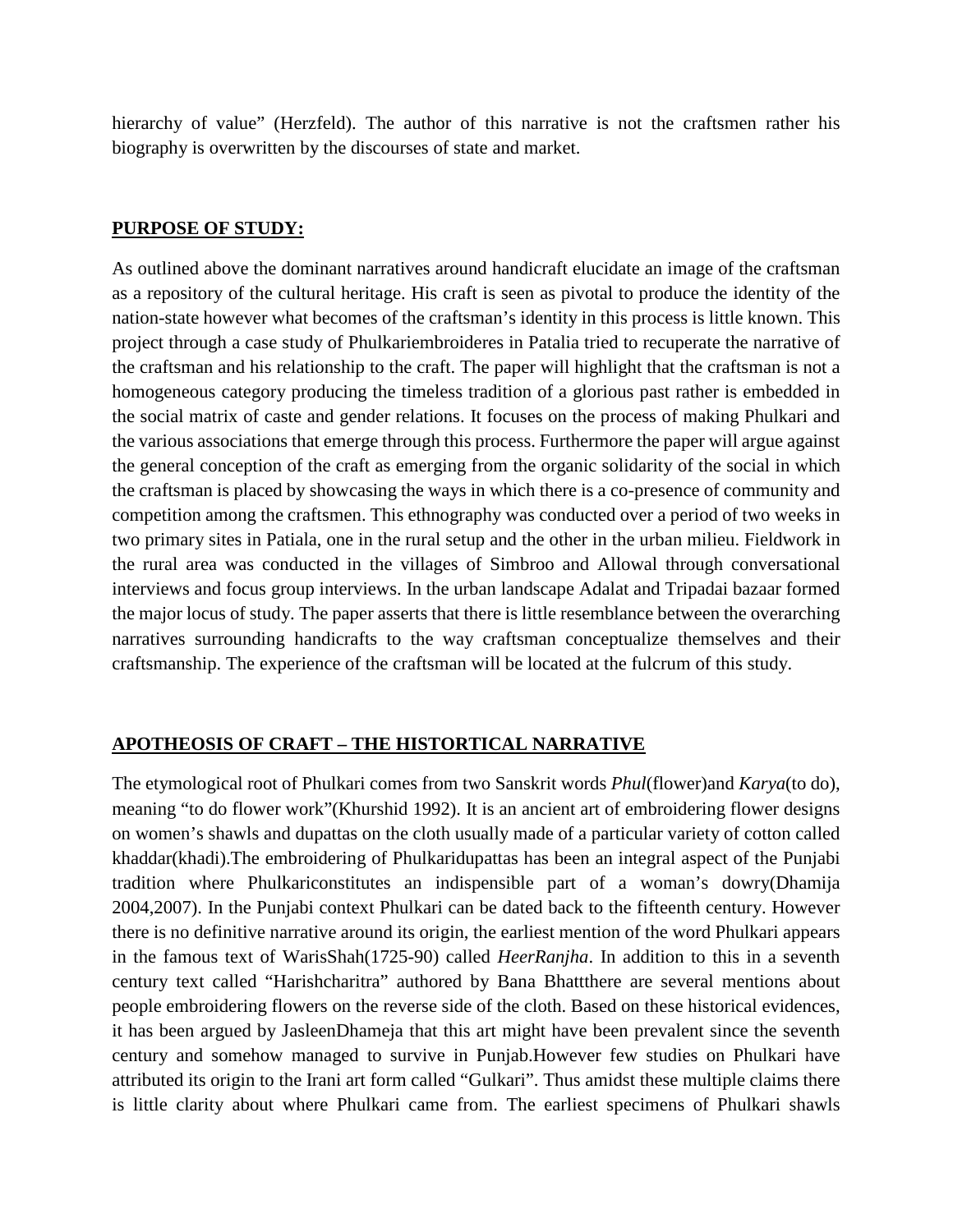hierarchy of value" (Herzfeld). The author of this narrative is not the craftsmen rather his biography is overwritten by the discourses of state and market.

## **PURPOSE OF STUDY:**

As outlined above the dominant narratives around handicraft elucidate an image of the craftsman as a repository of the cultural heritage. His craft is seen as pivotal to produce the identity of the nation-state however what becomes of the craftsman's identity in this process is little known. This project through a case study of Phulkariembroideres in Patalia tried to recuperate the narrative of the craftsman and his relationship to the craft. The paper will highlight that the craftsman is not a homogeneous category producing the timeless tradition of a glorious past rather is embedded in the social matrix of caste and gender relations. It focuses on the process of making Phulkari and the various associations that emerge through this process. Furthermore the paper will argue against the general conception of the craft as emerging from the organic solidarity of the social in which the craftsman is placed by showcasing the ways in which there is a co-presence of community and competition among the craftsmen. This ethnography was conducted over a period of two weeks in two primary sites in Patiala, one in the rural setup and the other in the urban milieu. Fieldwork in the rural area was conducted in the villages of Simbroo and Allowal through conversational interviews and focus group interviews. In the urban landscape Adalat and Tripadai bazaar formed the major locus of study. The paper asserts that there is little resemblance between the overarching narratives surrounding handicrafts to the way craftsman conceptualize themselves and their craftsmanship. The experience of the craftsman will be located at the fulcrum of this study.

## **APOTHEOSIS OF CRAFT – THE HISTORTICAL NARRATIVE**

The etymological root of Phulkari comes from two Sanskrit words *Phul*(flower)and *Karya*(to do), meaning "to do flower work"(Khurshid 1992). It is an ancient art of embroidering flower designs on women's shawls and dupattas on the cloth usually made of a particular variety of cotton called khaddar(khadi).The embroidering of Phulkaridupattas has been an integral aspect of the Punjabi tradition where Phulkariconstitutes an indispensible part of a woman's dowry(Dhamija 2004,2007). In the Punjabi context Phulkari can be dated back to the fifteenth century. However there is no definitive narrative around its origin, the earliest mention of the word Phulkari appears in the famous text of WarisShah(1725-90) called *HeerRanjha*. In addition to this in a seventh century text called "Harishcharitra" authored by Bana Bhattthere are several mentions about people embroidering flowers on the reverse side of the cloth. Based on these historical evidences, it has been argued by JasleenDhameja that this art might have been prevalent since the seventh century and somehow managed to survive in Punjab.However few studies on Phulkari have attributed its origin to the Irani art form called "Gulkari". Thus amidst these multiple claims there is little clarity about where Phulkari came from. The earliest specimens of Phulkari shawls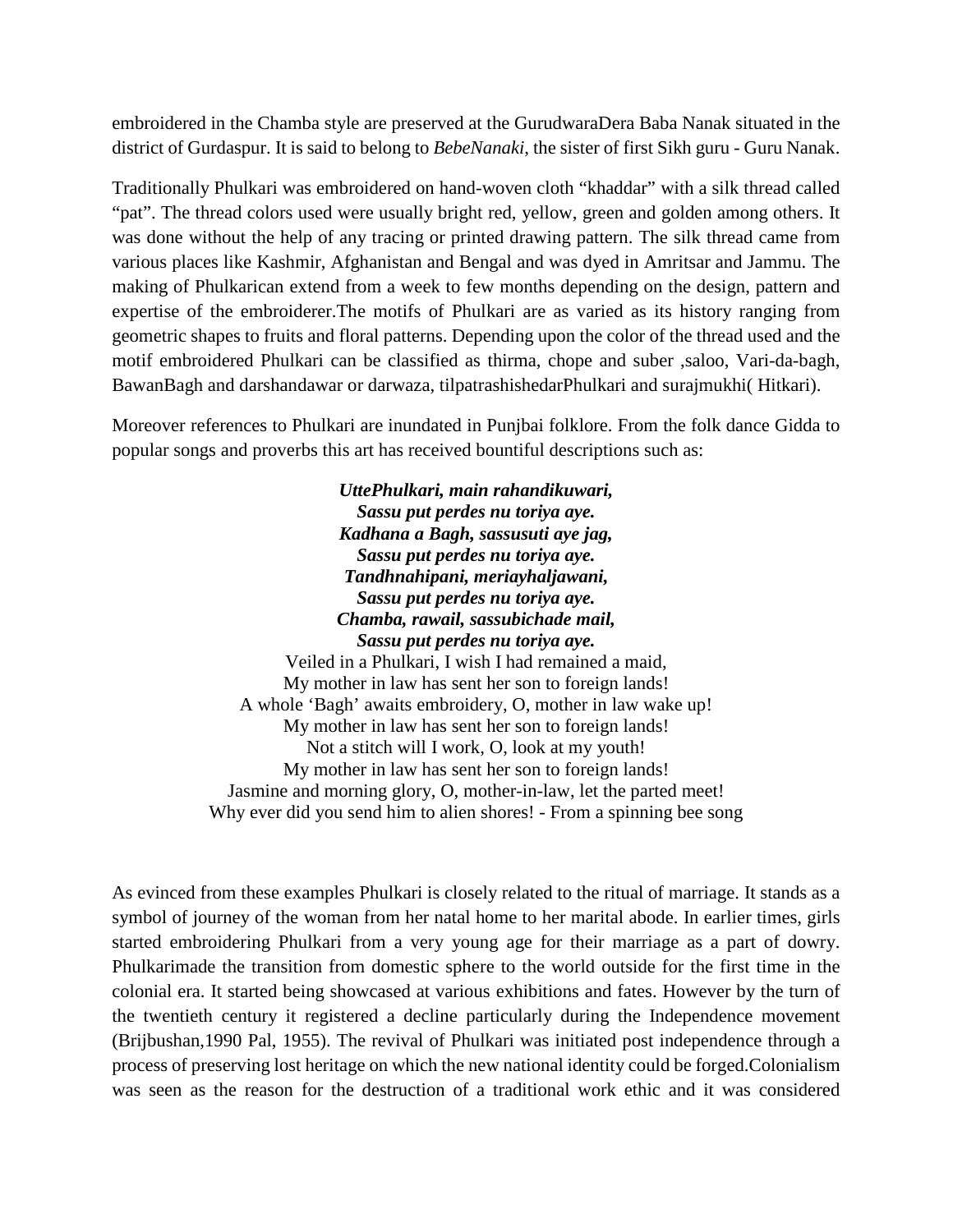embroidered in the Chamba style are preserved at the GurudwaraDera Baba Nanak situated in the district of Gurdaspur. It is said to belong to *BebeNanaki*, the sister of first Sikh guru - Guru Nanak.

Traditionally Phulkari was embroidered on hand-woven cloth "khaddar" with a silk thread called "pat". The thread colors used were usually bright red, yellow, green and golden among others. It was done without the help of any tracing or printed drawing pattern. The silk thread came from various places like Kashmir, Afghanistan and Bengal and was dyed in Amritsar and Jammu. The making of Phulkarican extend from a week to few months depending on the design, pattern and expertise of the embroiderer.The motifs of Phulkari are as varied as its history ranging from geometric shapes to fruits and floral patterns. Depending upon the color of the thread used and the motif embroidered Phulkari can be classified as thirma, chope and suber ,saloo, Vari-da-bagh, BawanBagh and darshandawar or darwaza, tilpatrashishedarPhulkari and surajmukhi( Hitkari).

Moreover references to Phulkari are inundated in Punjbai folklore. From the folk dance Gidda to popular songs and proverbs this art has received bountiful descriptions such as:

***UttePhulkari, main rahandikuwari,***
***Sassu put perdes nu toriya aye.***
***Kadhana a Bagh, sassusuti aye jag,***
***Sassu put perdes nu toriya aye.***
***Tandhnahipani, meriayhaljawani,***
***Sassu put perdes nu toriya aye.***
***Chamba, rawail, sassubichade mail,***
***Sassu put perdes nu toriya aye.***
Veiled in a Phulkari, I wish I had remained a maid,
My mother in law has sent her son to foreign lands!
A whole 'Bagh' awaits embroidery, O, mother in law wake up!
My mother in law has sent her son to foreign lands!
Not a stitch will I work, O, look at my youth!
My mother in law has sent her son to foreign lands!
Jasmine and morning glory, O, mother-in-law, let the parted meet!
Why ever did you send him to alien shores! - From a spinning bee song

As evinced from these examples Phulkari is closely related to the ritual of marriage. It stands as a symbol of journey of the woman from her natal home to her marital abode. In earlier times, girls started embroidering Phulkari from a very young age for their marriage as a part of dowry. Phulkarimade the transition from domestic sphere to the world outside for the first time in the colonial era. It started being showcased at various exhibitions and fates. However by the turn of the twentieth century it registered a decline particularly during the Independence movement (Brijbushan,1990 Pal, 1955). The revival of Phulkari was initiated post independence through a process of preserving lost heritage on which the new national identity could be forged.Colonialism was seen as the reason for the destruction of a traditional work ethic and it was considered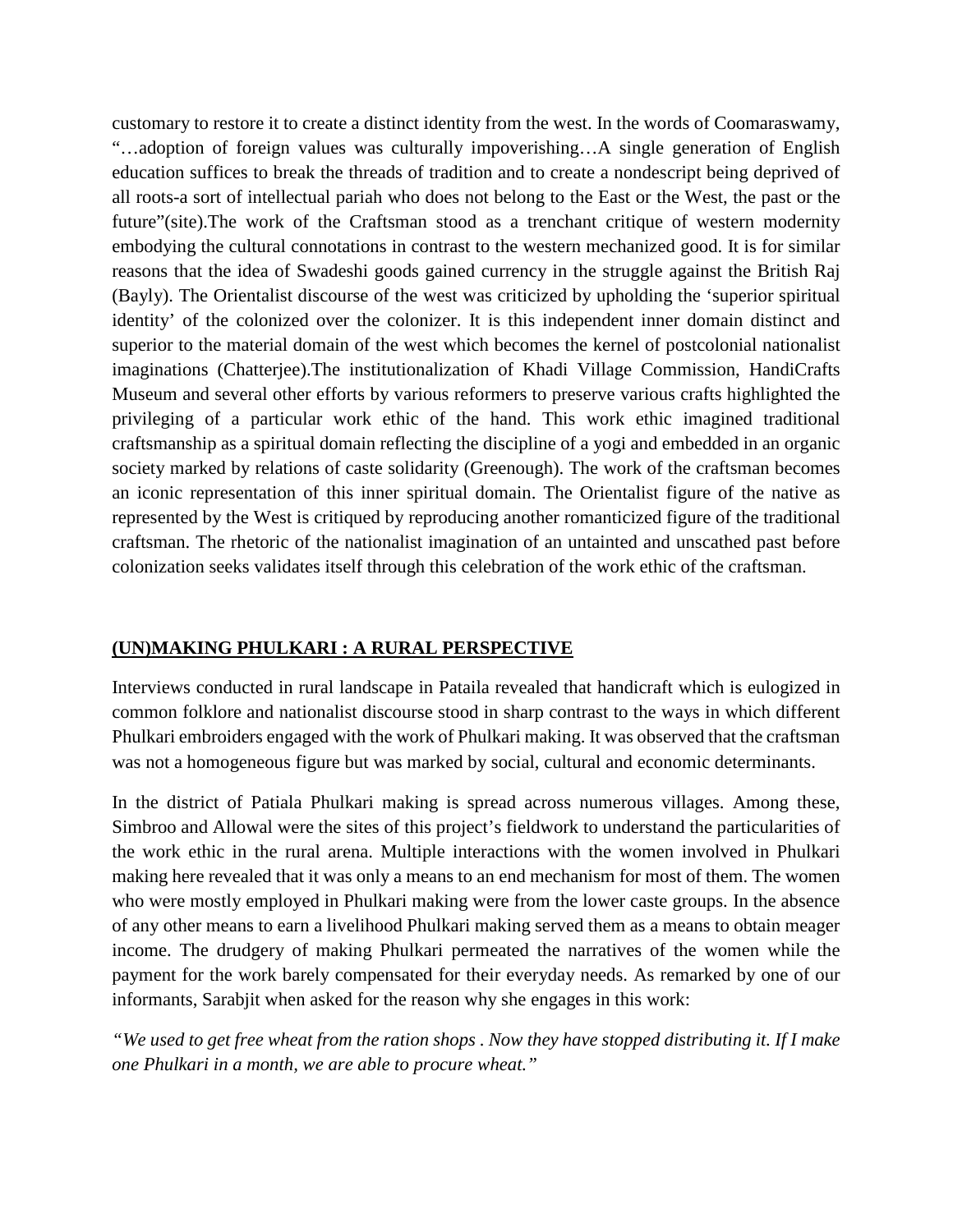customary to restore it to create a distinct identity from the west. In the words of Coomaraswamy, "…adoption of foreign values was culturally impoverishing…A single generation of English education suffices to break the threads of tradition and to create a nondescript being deprived of all roots-a sort of intellectual pariah who does not belong to the East or the West, the past or the future"(site).The work of the Craftsman stood as a trenchant critique of western modernity embodying the cultural connotations in contrast to the western mechanized good. It is for similar reasons that the idea of Swadeshi goods gained currency in the struggle against the British Raj (Bayly). The Orientalist discourse of the west was criticized by upholding the 'superior spiritual identity' of the colonized over the colonizer. It is this independent inner domain distinct and superior to the material domain of the west which becomes the kernel of postcolonial nationalist imaginations (Chatterjee).The institutionalization of Khadi Village Commission, HandiCrafts Museum and several other efforts by various reformers to preserve various crafts highlighted the privileging of a particular work ethic of the hand. This work ethic imagined traditional craftsmanship as a spiritual domain reflecting the discipline of a yogi and embedded in an organic society marked by relations of caste solidarity (Greenough). The work of the craftsman becomes an iconic representation of this inner spiritual domain. The Orientalist figure of the native as represented by the West is critiqued by reproducing another romanticized figure of the traditional craftsman. The rhetoric of the nationalist imagination of an untainted and unscathed past before colonization seeks validates itself through this celebration of the work ethic of the craftsman.

## (UN)MAKING PHULKARI : A RURAL PERSPECTIVE

Interviews conducted in rural landscape in Pataila revealed that handicraft which is eulogized in common folklore and nationalist discourse stood in sharp contrast to the ways in which different Phulkari embroiders engaged with the work of Phulkari making. It was observed that the craftsman was not a homogeneous figure but was marked by social, cultural and economic determinants.

In the district of Patiala Phulkari making is spread across numerous villages. Among these, Simbroo and Allowal were the sites of this project's fieldwork to understand the particularities of the work ethic in the rural arena. Multiple interactions with the women involved in Phulkari making here revealed that it was only a means to an end mechanism for most of them. The women who were mostly employed in Phulkari making were from the lower caste groups. In the absence of any other means to earn a livelihood Phulkari making served them as a means to obtain meager income. The drudgery of making Phulkari permeated the narratives of the women while the payment for the work barely compensated for their everyday needs. As remarked by one of our informants, Sarabjit when asked for the reason why she engages in this work:

*"We used to get free wheat from the ration shops . Now they have stopped distributing it. If I make one Phulkari in a month, we are able to procure wheat."*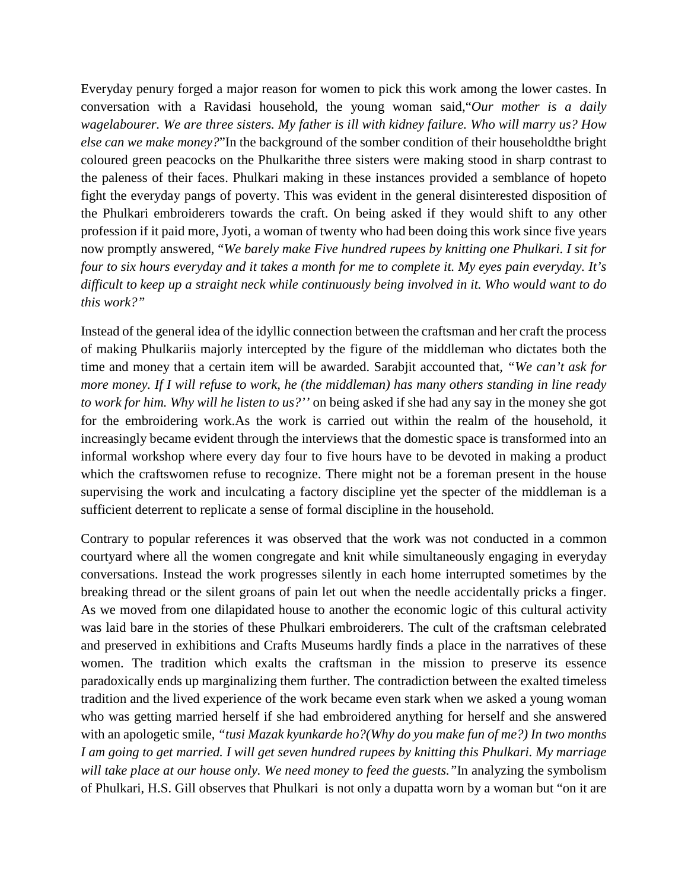Everyday penury forged a major reason for women to pick this work among the lower castes. In conversation with a Ravidasi household, the young woman said,"*Our mother is a daily wagelabourer. We are three sisters. My father is ill with kidney failure. Who will marry us? How else can we make money?*"In the background of the somber condition of their householdthe bright coloured green peacocks on the Phulkarithe three sisters were making stood in sharp contrast to the paleness of their faces. Phulkari making in these instances provided a semblance of hopeto fight the everyday pangs of poverty. This was evident in the general disinterested disposition of the Phulkari embroiderers towards the craft. On being asked if they would shift to any other profession if it paid more, Jyoti, a woman of twenty who had been doing this work since five years now promptly answered, "*We barely make Five hundred rupees by knitting one Phulkari. I sit for four to six hours everyday and it takes a month for me to complete it. My eyes pain everyday. It's difficult to keep up a straight neck while continuously being involved in it. Who would want to do this work?"*

Instead of the general idea of the idyllic connection between the craftsman and her craft the process of making Phulkariis majorly intercepted by the figure of the middleman who dictates both the time and money that a certain item will be awarded. Sarabjit accounted that, *"We can't ask for more money. If I will refuse to work, he (the middleman) has many others standing in line ready to work for him. Why will he listen to us?''* on being asked if she had any say in the money she got for the embroidering work.As the work is carried out within the realm of the household, it increasingly became evident through the interviews that the domestic space is transformed into an informal workshop where every day four to five hours have to be devoted in making a product which the craftswomen refuse to recognize. There might not be a foreman present in the house supervising the work and inculcating a factory discipline yet the specter of the middleman is a sufficient deterrent to replicate a sense of formal discipline in the household.

Contrary to popular references it was observed that the work was not conducted in a common courtyard where all the women congregate and knit while simultaneously engaging in everyday conversations. Instead the work progresses silently in each home interrupted sometimes by the breaking thread or the silent groans of pain let out when the needle accidentally pricks a finger. As we moved from one dilapidated house to another the economic logic of this cultural activity was laid bare in the stories of these Phulkari embroiderers. The cult of the craftsman celebrated and preserved in exhibitions and Crafts Museums hardly finds a place in the narratives of these women. The tradition which exalts the craftsman in the mission to preserve its essence paradoxically ends up marginalizing them further. The contradiction between the exalted timeless tradition and the lived experience of the work became even stark when we asked a young woman who was getting married herself if she had embroidered anything for herself and she answered with an apologetic smile, *"tusi Mazak kyunkarde ho?(Why do you make fun of me?) In two months I am going to get married. I will get seven hundred rupees by knitting this Phulkari. My marriage will take place at our house only. We need money to feed the guests."*In analyzing the symbolism of Phulkari, H.S. Gill observes that Phulkari is not only a dupatta worn by a woman but "on it are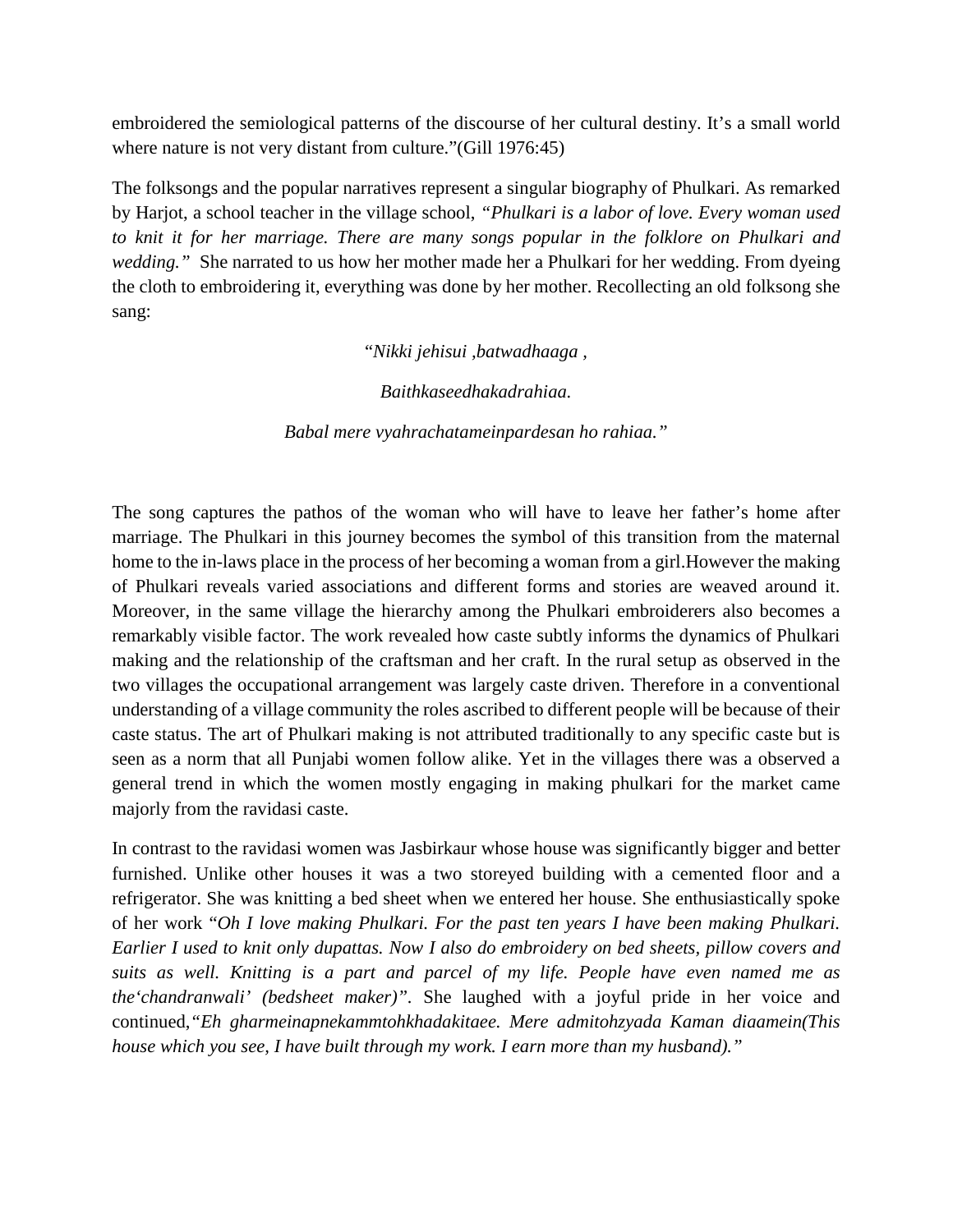embroidered the semiological patterns of the discourse of her cultural destiny. It's a small world where nature is not very distant from culture."(Gill 1976:45)

The folksongs and the popular narratives represent a singular biography of Phulkari. As remarked by Harjot, a school teacher in the village school, *"Phulkari is a labor of love. Every woman used to knit it for her marriage. There are many songs popular in the folklore on Phulkari and wedding."* She narrated to us how her mother made her a Phulkari for her wedding. From dyeing the cloth to embroidering it, everything was done by her mother. Recollecting an old folksong she sang:

*"Nikki jehisui ,batwadhaaga ,*

*Baithkaseedhakadrahiaa.*

*Babal mere vyahrachatameinpardesan ho rahiaa."*

The song captures the pathos of the woman who will have to leave her father's home after marriage. The Phulkari in this journey becomes the symbol of this transition from the maternal home to the in-laws place in the process of her becoming a woman from a girl.However the making of Phulkari reveals varied associations and different forms and stories are weaved around it. Moreover, in the same village the hierarchy among the Phulkari embroiderers also becomes a remarkably visible factor. The work revealed how caste subtly informs the dynamics of Phulkari making and the relationship of the craftsman and her craft. In the rural setup as observed in the two villages the occupational arrangement was largely caste driven. Therefore in a conventional understanding of a village community the roles ascribed to different people will be because of their caste status. The art of Phulkari making is not attributed traditionally to any specific caste but is seen as a norm that all Punjabi women follow alike. Yet in the villages there was a observed a general trend in which the women mostly engaging in making phulkari for the market came majorly from the ravidasi caste.

In contrast to the ravidasi women was Jasbirkaur whose house was significantly bigger and better furnished. Unlike other houses it was a two storeyed building with a cemented floor and a refrigerator. She was knitting a bed sheet when we entered her house. She enthusiastically spoke of her work *"Oh I love making Phulkari. For the past ten years I have been making Phulkari. Earlier I used to knit only dupattas. Now I also do embroidery on bed sheets, pillow covers and suits as well. Knitting is a part and parcel of my life. People have even named me as the'chandranwali' (bedsheet maker)"*. She laughed with a joyful pride in her voice and continued,*"Eh gharmeinapnekammtohkhadakitaee. Mere admitohzyada Kaman diaamein(This house which you see, I have built through my work. I earn more than my husband)."*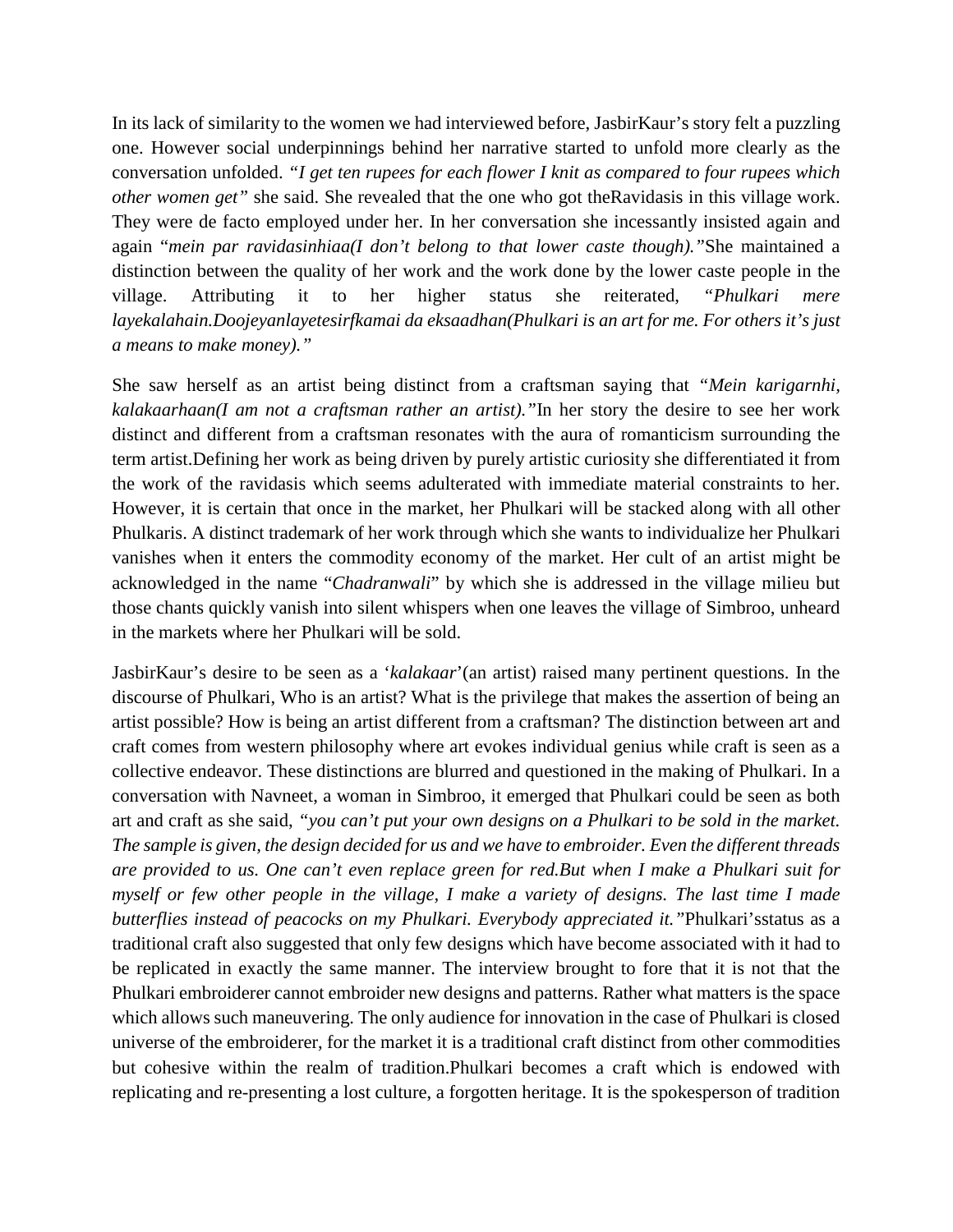In its lack of similarity to the women we had interviewed before, JasbirKaur's story felt a puzzling one. However social underpinnings behind her narrative started to unfold more clearly as the conversation unfolded. *"I get ten rupees for each flower I knit as compared to four rupees which other women get"* she said. She revealed that the one who got theRavidasis in this village work. They were de facto employed under her. In her conversation she incessantly insisted again and again "*mein par ravidasinhiaa(I don't belong to that lower caste though)."*She maintained a distinction between the quality of her work and the work done by the lower caste people in the village. Attributing it to her higher status she reiterated, "*Phulkari mere layekalahain.Doojeyanlayetesirfkamai da eksaadhan(Phulkari is an art for me. For others it's just a means to make money)."*

She saw herself as an artist being distinct from a craftsman saying that *"Mein karigarnhi, kalakaarhaan(I am not a craftsman rather an artist)."*In her story the desire to see her work distinct and different from a craftsman resonates with the aura of romanticism surrounding the term artist.Defining her work as being driven by purely artistic curiosity she differentiated it from the work of the ravidasis which seems adulterated with immediate material constraints to her. However, it is certain that once in the market, her Phulkari will be stacked along with all other Phulkaris. A distinct trademark of her work through which she wants to individualize her Phulkari vanishes when it enters the commodity economy of the market. Her cult of an artist might be acknowledged in the name "*Chadranwali*" by which she is addressed in the village milieu but those chants quickly vanish into silent whispers when one leaves the village of Simbroo, unheard in the markets where her Phulkari will be sold.

JasbirKaur's desire to be seen as a '*kalakaar*'(an artist) raised many pertinent questions. In the discourse of Phulkari, Who is an artist? What is the privilege that makes the assertion of being an artist possible? How is being an artist different from a craftsman? The distinction between art and craft comes from western philosophy where art evokes individual genius while craft is seen as a collective endeavor. These distinctions are blurred and questioned in the making of Phulkari. In a conversation with Navneet, a woman in Simbroo, it emerged that Phulkari could be seen as both art and craft as she said, *"you can't put your own designs on a Phulkari to be sold in the market. The sample is given, the design decided for us and we have to embroider. Even the different threads are provided to us. One can't even replace green for red.But when I make a Phulkari suit for myself or few other people in the village, I make a variety of designs. The last time I made butterflies instead of peacocks on my Phulkari. Everybody appreciated it."*Phulkari'sstatus as a traditional craft also suggested that only few designs which have become associated with it had to be replicated in exactly the same manner. The interview brought to fore that it is not that the Phulkari embroiderer cannot embroider new designs and patterns. Rather what matters is the space which allows such maneuvering. The only audience for innovation in the case of Phulkari is closed universe of the embroiderer, for the market it is a traditional craft distinct from other commodities but cohesive within the realm of tradition.Phulkari becomes a craft which is endowed with replicating and re-presenting a lost culture, a forgotten heritage. It is the spokesperson of tradition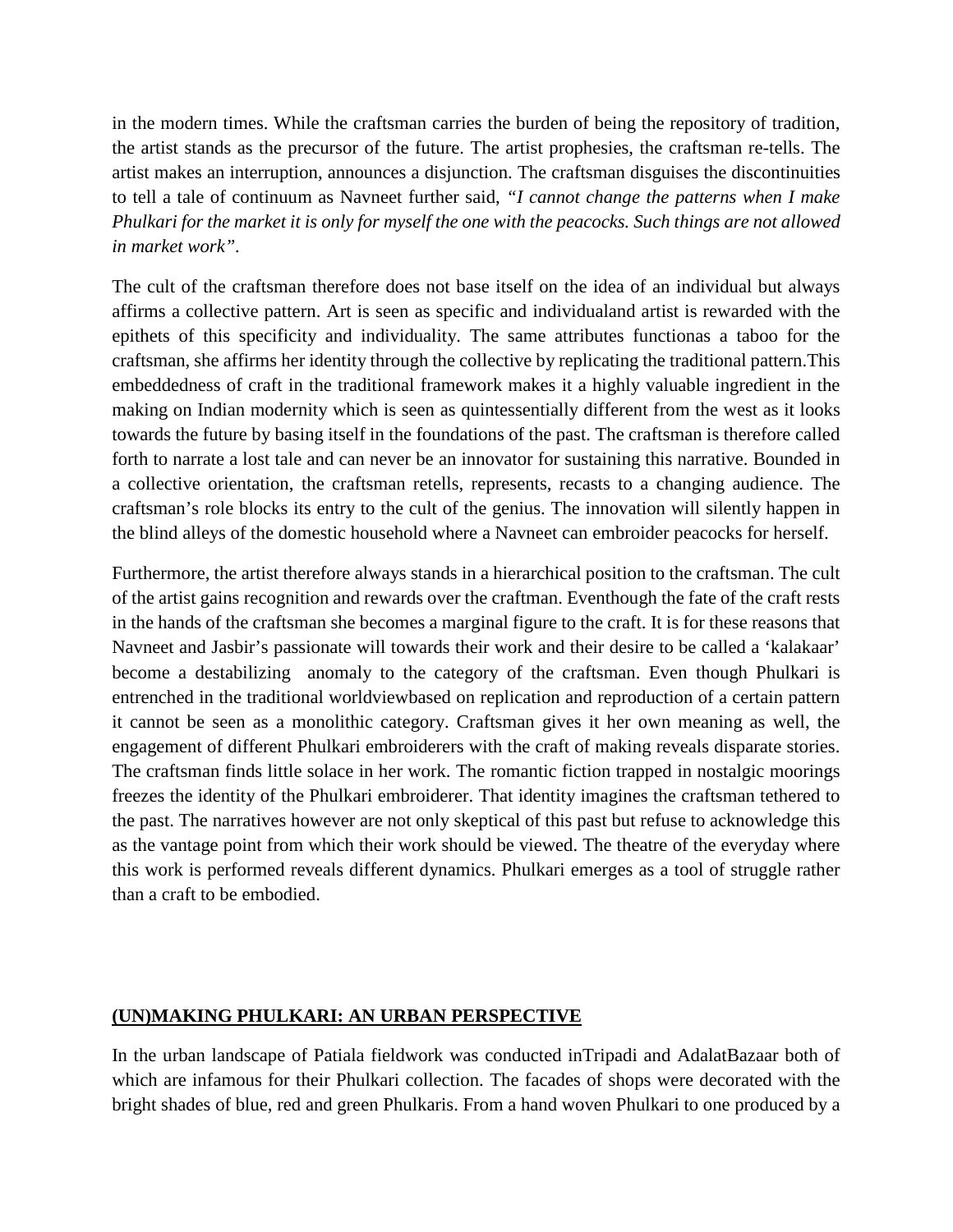in the modern times. While the craftsman carries the burden of being the repository of tradition, the artist stands as the precursor of the future. The artist prophesies, the craftsman re-tells. The artist makes an interruption, announces a disjunction. The craftsman disguises the discontinuities to tell a tale of continuum as Navneet further said, *"I cannot change the patterns when I make Phulkari for the market it is only for myself the one with the peacocks. Such things are not allowed in market work"*.

The cult of the craftsman therefore does not base itself on the idea of an individual but always affirms a collective pattern. Art is seen as specific and individualand artist is rewarded with the epithets of this specificity and individuality. The same attributes functionas a taboo for the craftsman, she affirms her identity through the collective by replicating the traditional pattern.This embeddedness of craft in the traditional framework makes it a highly valuable ingredient in the making on Indian modernity which is seen as quintessentially different from the west as it looks towards the future by basing itself in the foundations of the past. The craftsman is therefore called forth to narrate a lost tale and can never be an innovator for sustaining this narrative. Bounded in a collective orientation, the craftsman retells, represents, recasts to a changing audience. The craftsman's role blocks its entry to the cult of the genius. The innovation will silently happen in the blind alleys of the domestic household where a Navneet can embroider peacocks for herself.

Furthermore, the artist therefore always stands in a hierarchical position to the craftsman. The cult of the artist gains recognition and rewards over the craftman. Eventhough the fate of the craft rests in the hands of the craftsman she becomes a marginal figure to the craft. It is for these reasons that Navneet and Jasbir's passionate will towards their work and their desire to be called a 'kalakaar' become a destabilizing anomaly to the category of the craftsman. Even though Phulkari is entrenched in the traditional worldviewbased on replication and reproduction of a certain pattern it cannot be seen as a monolithic category. Craftsman gives it her own meaning as well, the engagement of different Phulkari embroiderers with the craft of making reveals disparate stories. The craftsman finds little solace in her work. The romantic fiction trapped in nostalgic moorings freezes the identity of the Phulkari embroiderer. That identity imagines the craftsman tethered to the past. The narratives however are not only skeptical of this past but refuse to acknowledge this as the vantage point from which their work should be viewed. The theatre of the everyday where this work is performed reveals different dynamics. Phulkari emerges as a tool of struggle rather than a craft to be embodied.

## (UN)MAKING PHULKARI: AN URBAN PERSPECTIVE

In the urban landscape of Patiala fieldwork was conducted inTripadi and AdalatBazaar both of which are infamous for their Phulkari collection. The facades of shops were decorated with the bright shades of blue, red and green Phulkaris. From a hand woven Phulkari to one produced by a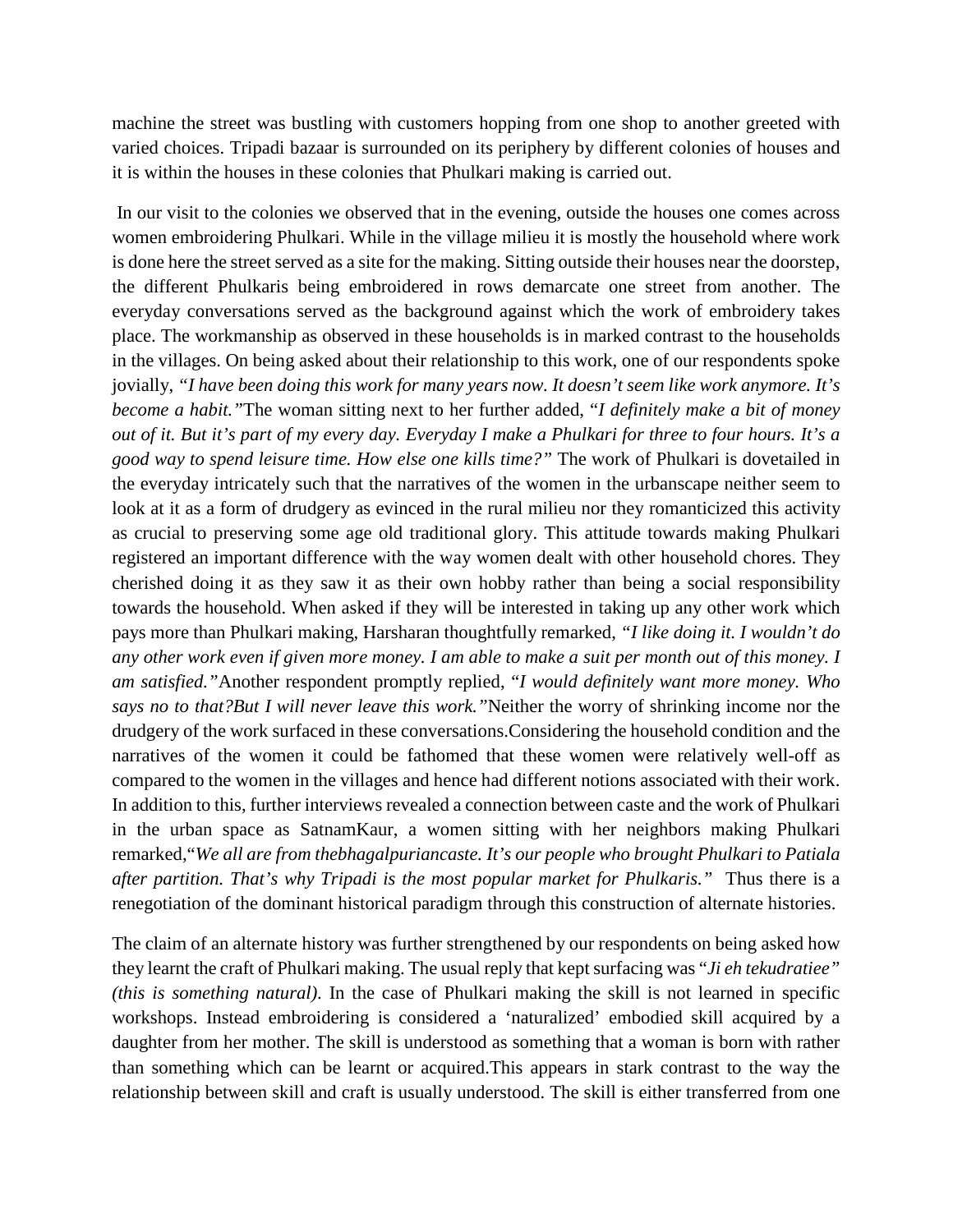machine the street was bustling with customers hopping from one shop to another greeted with varied choices. Tripadi bazaar is surrounded on its periphery by different colonies of houses and it is within the houses in these colonies that Phulkari making is carried out.

In our visit to the colonies we observed that in the evening, outside the houses one comes across women embroidering Phulkari. While in the village milieu it is mostly the household where work is done here the street served as a site for the making. Sitting outside their houses near the doorstep, the different Phulkaris being embroidered in rows demarcate one street from another. The everyday conversations served as the background against which the work of embroidery takes place. The workmanship as observed in these households is in marked contrast to the households in the villages. On being asked about their relationship to this work, one of our respondents spoke jovially, *"I have been doing this work for many years now. It doesn't seem like work anymore. It's become a habit."*The woman sitting next to her further added, "*I definitely make a bit of money out of it. But it's part of my every day. Everyday I make a Phulkari for three to four hours. It's a good way to spend leisure time. How else one kills time?"* The work of Phulkari is dovetailed in the everyday intricately such that the narratives of the women in the urbanscape neither seem to look at it as a form of drudgery as evinced in the rural milieu nor they romanticized this activity as crucial to preserving some age old traditional glory. This attitude towards making Phulkari registered an important difference with the way women dealt with other household chores. They cherished doing it as they saw it as their own hobby rather than being a social responsibility towards the household. When asked if they will be interested in taking up any other work which pays more than Phulkari making, Harsharan thoughtfully remarked, *"I like doing it. I wouldn't do any other work even if given more money. I am able to make a suit per month out of this money. I am satisfied."*Another respondent promptly replied, "*I would definitely want more money. Who says no to that?But I will never leave this work."*Neither the worry of shrinking income nor the drudgery of the work surfaced in these conversations.Considering the household condition and the narratives of the women it could be fathomed that these women were relatively well-off as compared to the women in the villages and hence had different notions associated with their work. In addition to this, further interviews revealed a connection between caste and the work of Phulkari in the urban space as SatnamKaur, a women sitting with her neighbors making Phulkari remarked,"*We all are from thebhagalpuriancaste. It's our people who brought Phulkari to Patiala after partition. That's why Tripadi is the most popular market for Phulkaris."* Thus there is a renegotiation of the dominant historical paradigm through this construction of alternate histories.

The claim of an alternate history was further strengthened by our respondents on being asked how they learnt the craft of Phulkari making. The usual reply that kept surfacing was "*Ji eh tekudratiee" (this is something natural)*. In the case of Phulkari making the skill is not learned in specific workshops. Instead embroidering is considered a 'naturalized' embodied skill acquired by a daughter from her mother. The skill is understood as something that a woman is born with rather than something which can be learnt or acquired.This appears in stark contrast to the way the relationship between skill and craft is usually understood. The skill is either transferred from one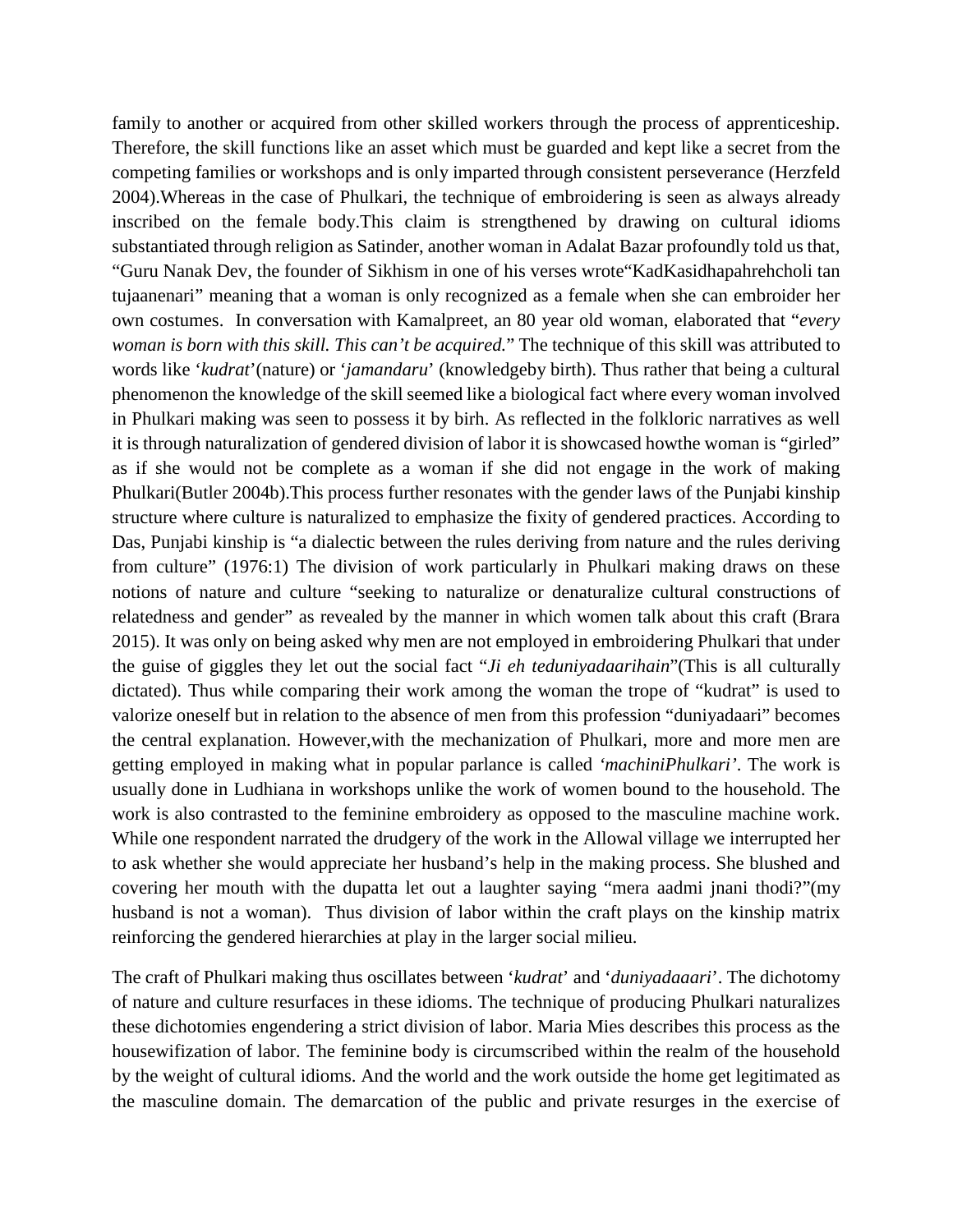family to another or acquired from other skilled workers through the process of apprenticeship. Therefore, the skill functions like an asset which must be guarded and kept like a secret from the competing families or workshops and is only imparted through consistent perseverance (Herzfeld 2004).Whereas in the case of Phulkari, the technique of embroidering is seen as always already inscribed on the female body.This claim is strengthened by drawing on cultural idioms substantiated through religion as Satinder, another woman in Adalat Bazar profoundly told us that, "Guru Nanak Dev, the founder of Sikhism in one of his verses wrote"KadKasidhapahrehcholi tan tujaanenari" meaning that a woman is only recognized as a female when she can embroider her own costumes. In conversation with Kamalpreet, an 80 year old woman, elaborated that "*every woman is born with this skill. This can't be acquired.*" The technique of this skill was attributed to words like '*kudrat*'(nature) or '*jamandaru*' (knowledgeby birth). Thus rather that being a cultural phenomenon the knowledge of the skill seemed like a biological fact where every woman involved in Phulkari making was seen to possess it by birh. As reflected in the folkloric narratives as well it is through naturalization of gendered division of labor it is showcased howthe woman is "girled" as if she would not be complete as a woman if she did not engage in the work of making Phulkari(Butler 2004b).This process further resonates with the gender laws of the Punjabi kinship structure where culture is naturalized to emphasize the fixity of gendered practices. According to Das, Punjabi kinship is "a dialectic between the rules deriving from nature and the rules deriving from culture" (1976:1) The division of work particularly in Phulkari making draws on these notions of nature and culture "seeking to naturalize or denaturalize cultural constructions of relatedness and gender" as revealed by the manner in which women talk about this craft (Brara 2015). It was only on being asked why men are not employed in embroidering Phulkari that under the guise of giggles they let out the social fact "*Ji eh teduniyadaarihain*"(This is all culturally dictated). Thus while comparing their work among the woman the trope of "kudrat" is used to valorize oneself but in relation to the absence of men from this profession "duniyadaari" becomes the central explanation. However,with the mechanization of Phulkari, more and more men are getting employed in making what in popular parlance is called *'machiniPhulkari'*. The work is usually done in Ludhiana in workshops unlike the work of women bound to the household. The work is also contrasted to the feminine embroidery as opposed to the masculine machine work. While one respondent narrated the drudgery of the work in the Allowal village we interrupted her to ask whether she would appreciate her husband's help in the making process. She blushed and covering her mouth with the dupatta let out a laughter saying "mera aadmi jnani thodi?"(my husband is not a woman). Thus division of labor within the craft plays on the kinship matrix reinforcing the gendered hierarchies at play in the larger social milieu.

The craft of Phulkari making thus oscillates between '*kudrat*' and '*duniyadaaari*'. The dichotomy of nature and culture resurfaces in these idioms. The technique of producing Phulkari naturalizes these dichotomies engendering a strict division of labor. Maria Mies describes this process as the housewifization of labor. The feminine body is circumscribed within the realm of the household by the weight of cultural idioms. And the world and the work outside the home get legitimated as the masculine domain. The demarcation of the public and private resurges in the exercise of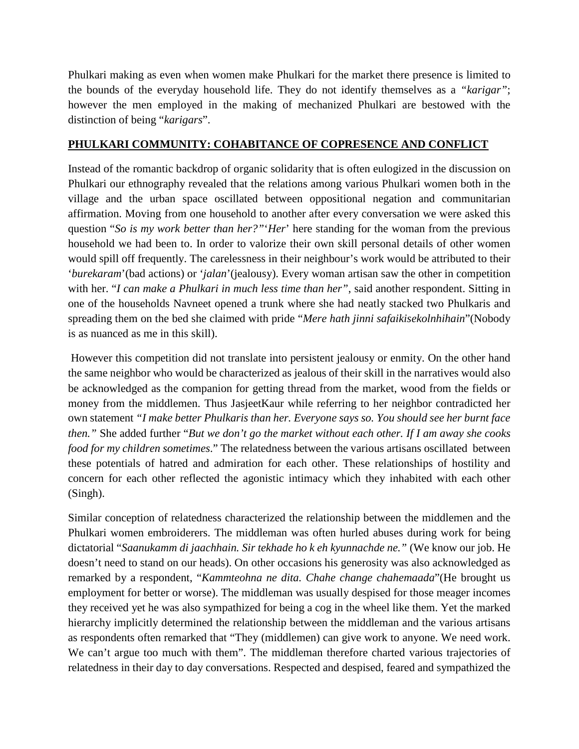Phulkari making as even when women make Phulkari for the market there presence is limited to the bounds of the everyday household life. They do not identify themselves as a *"karigar"*; however the men employed in the making of mechanized Phulkari are bestowed with the distinction of being "*karigars*".

## PHULKARI COMMUNITY: COHABITANCE OF COPRESENCE AND CONFLICT

Instead of the romantic backdrop of organic solidarity that is often eulogized in the discussion on Phulkari our ethnography revealed that the relations among various Phulkari women both in the village and the urban space oscillated between oppositional negation and communitarian affirmation. Moving from one household to another after every conversation we were asked this question "*So is my work better than her?"*'*Her*' here standing for the woman from the previous household we had been to. In order to valorize their own skill personal details of other women would spill off frequently. The carelessness in their neighbour's work would be attributed to their '*burekaram*'(bad actions) or *'jalan*'(jealousy). Every woman artisan saw the other in competition with her. "*I can make a Phulkari in much less time than her"*, said another respondent. Sitting in one of the households Navneet opened a trunk where she had neatly stacked two Phulkaris and spreading them on the bed she claimed with pride "*Mere hath jinni safaikisekolnhihain*"(Nobody is as nuanced as me in this skill).

However this competition did not translate into persistent jealousy or enmity. On the other hand the same neighbor who would be characterized as jealous of their skill in the narratives would also be acknowledged as the companion for getting thread from the market, wood from the fields or money from the middlemen. Thus JasjeetKaur while referring to her neighbor contradicted her own statement *"I make better Phulkaris than her. Everyone says so. You should see her burnt face then."* She added further "*But we don't go the market without each other. If I am away she cooks food for my children sometimes*." The relatedness between the various artisans oscillated between these potentials of hatred and admiration for each other. These relationships of hostility and concern for each other reflected the agonistic intimacy which they inhabited with each other (Singh).

Similar conception of relatedness characterized the relationship between the middlemen and the Phulkari women embroiderers. The middleman was often hurled abuses during work for being dictatorial "*Saanukamm di jaachhain. Sir tekhade ho k eh kyunnachde ne."* (We know our job. He doesn't need to stand on our heads). On other occasions his generosity was also acknowledged as remarked by a respondent, "*Kammteohna ne dita. Chahe change chahemaada*"(He brought us employment for better or worse). The middleman was usually despised for those meager incomes they received yet he was also sympathized for being a cog in the wheel like them. Yet the marked hierarchy implicitly determined the relationship between the middleman and the various artisans as respondents often remarked that "They (middlemen) can give work to anyone. We need work. We can't argue too much with them". The middleman therefore charted various trajectories of relatedness in their day to day conversations. Respected and despised, feared and sympathized the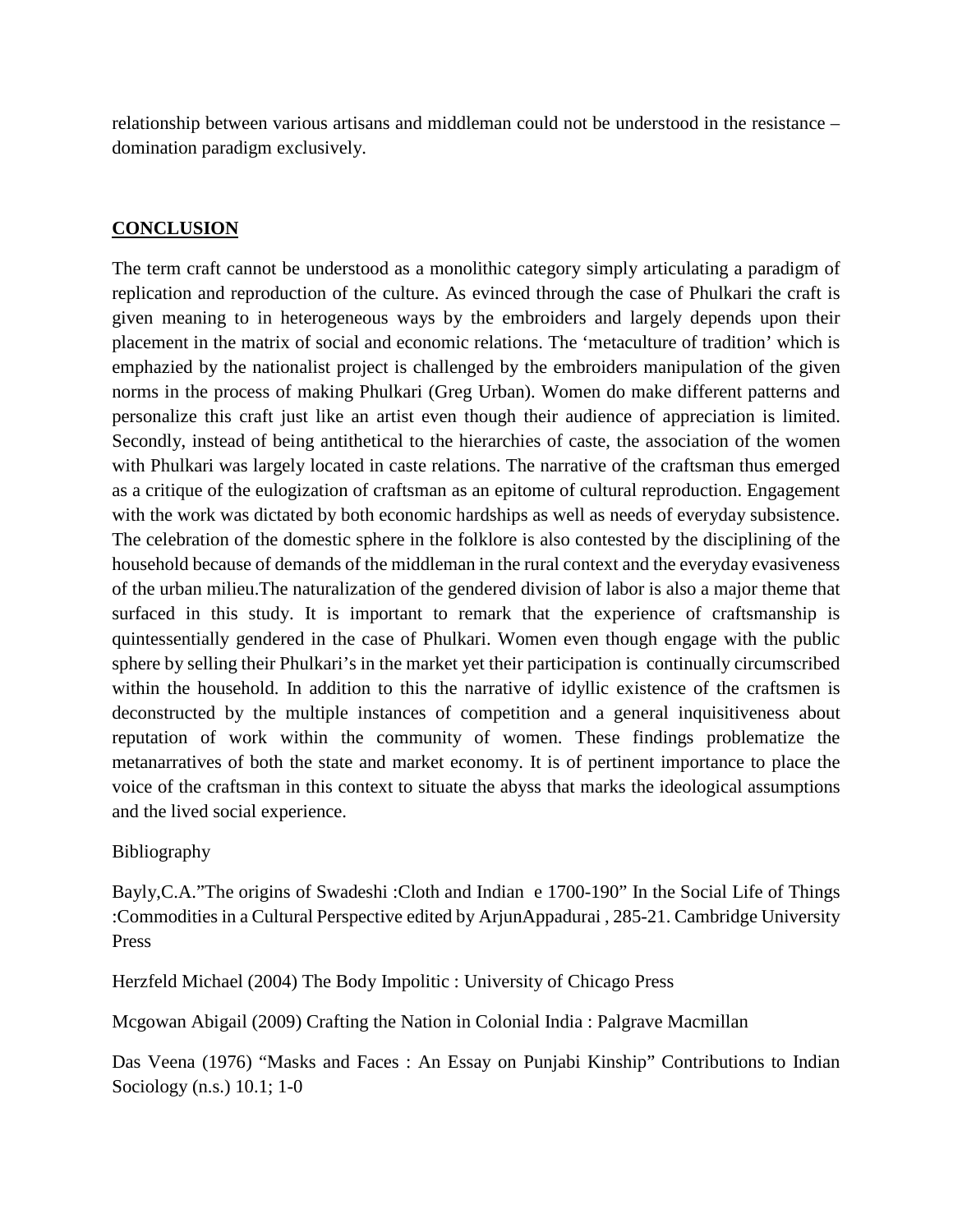relationship between various artisans and middleman could not be understood in the resistance – domination paradigm exclusively.

## **CONCLUSION**

The term craft cannot be understood as a monolithic category simply articulating a paradigm of replication and reproduction of the culture. As evinced through the case of Phulkari the craft is given meaning to in heterogeneous ways by the embroiders and largely depends upon their placement in the matrix of social and economic relations. The 'metaculture of tradition' which is emphazied by the nationalist project is challenged by the embroiders manipulation of the given norms in the process of making Phulkari (Greg Urban). Women do make different patterns and personalize this craft just like an artist even though their audience of appreciation is limited. Secondly, instead of being antithetical to the hierarchies of caste, the association of the women with Phulkari was largely located in caste relations. The narrative of the craftsman thus emerged as a critique of the eulogization of craftsman as an epitome of cultural reproduction. Engagement with the work was dictated by both economic hardships as well as needs of everyday subsistence. The celebration of the domestic sphere in the folklore is also contested by the disciplining of the household because of demands of the middleman in the rural context and the everyday evasiveness of the urban milieu.The naturalization of the gendered division of labor is also a major theme that surfaced in this study. It is important to remark that the experience of craftsmanship is quintessentially gendered in the case of Phulkari. Women even though engage with the public sphere by selling their Phulkari's in the market yet their participation is continually circumscribed within the household. In addition to this the narrative of idyllic existence of the craftsmen is deconstructed by the multiple instances of competition and a general inquisitiveness about reputation of work within the community of women. These findings problematize the metanarratives of both the state and market economy. It is of pertinent importance to place the voice of the craftsman in this context to situate the abyss that marks the ideological assumptions and the lived social experience.

Bibliography

Bayly,C.A."The origins of Swadeshi :Cloth and Indian e 1700-190" In the Social Life of Things :Commodities in a Cultural Perspective edited by ArjunAppadurai , 285-21. Cambridge University Press

Herzfeld Michael (2004) The Body Impolitic : University of Chicago Press

Mcgowan Abigail (2009) Crafting the Nation in Colonial India : Palgrave Macmillan

Das Veena (1976) "Masks and Faces : An Essay on Punjabi Kinship" Contributions to Indian Sociology (n.s.) 10.1; 1-0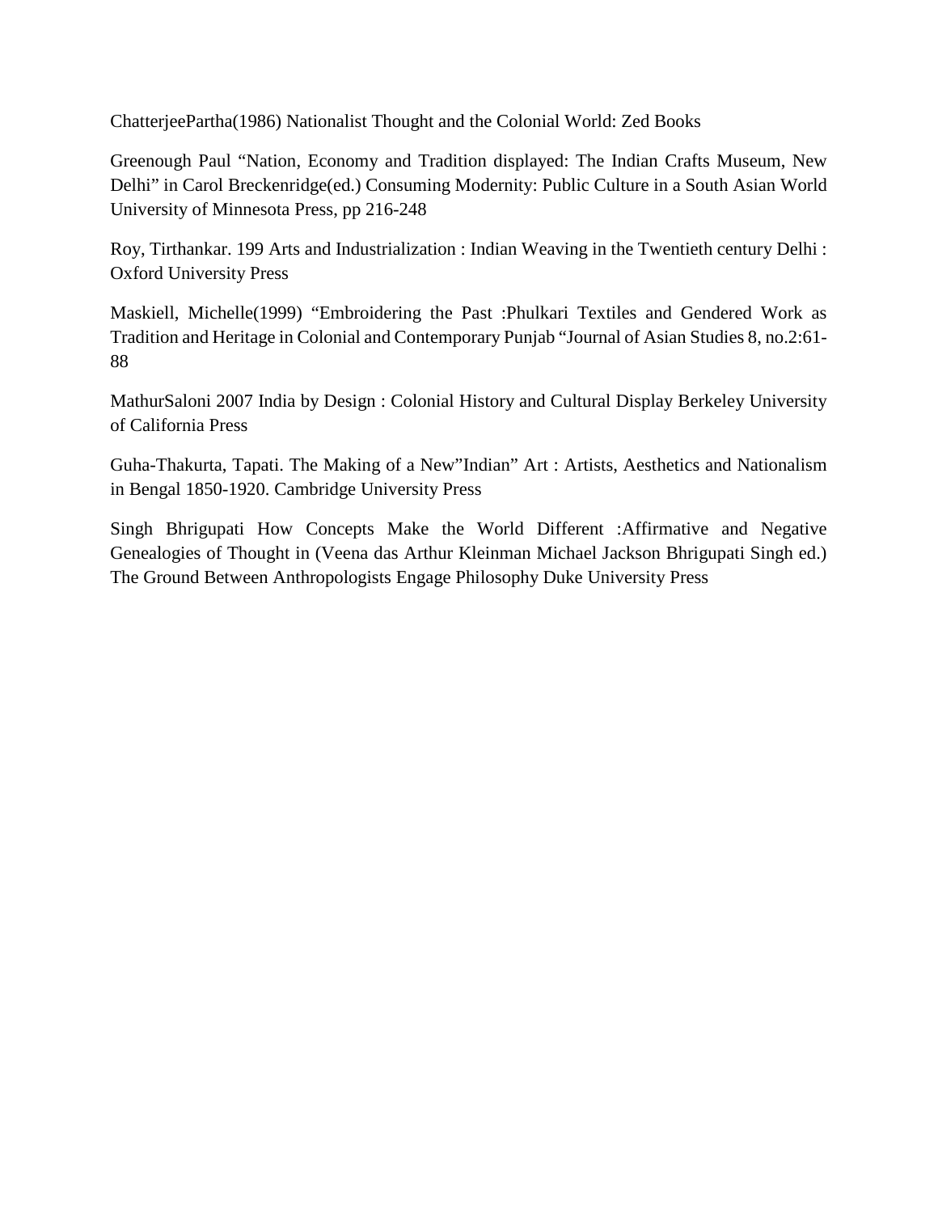ChatterjeePartha(1986) Nationalist Thought and the Colonial World: Zed Books

Greenough Paul "Nation, Economy and Tradition displayed: The Indian Crafts Museum, New Delhi" in Carol Breckenridge(ed.) Consuming Modernity: Public Culture in a South Asian World University of Minnesota Press, pp 216-248

Roy, Tirthankar. 199 Arts and Industrialization : Indian Weaving in the Twentieth century Delhi : Oxford University Press

Maskiell, Michelle(1999) "Embroidering the Past :Phulkari Textiles and Gendered Work as Tradition and Heritage in Colonial and Contemporary Punjab "Journal of Asian Studies 8, no.2:61-88

MathurSaloni 2007 India by Design : Colonial History and Cultural Display Berkeley University of California Press

Guha-Thakurta, Tapati. The Making of a New"Indian" Art : Artists, Aesthetics and Nationalism in Bengal 1850-1920. Cambridge University Press

Singh Bhrigupati How Concepts Make the World Different :Affirmative and Negative Genealogies of Thought in (Veena das Arthur Kleinman Michael Jackson Bhrigupati Singh ed.) The Ground Between Anthropologists Engage Philosophy Duke University Press